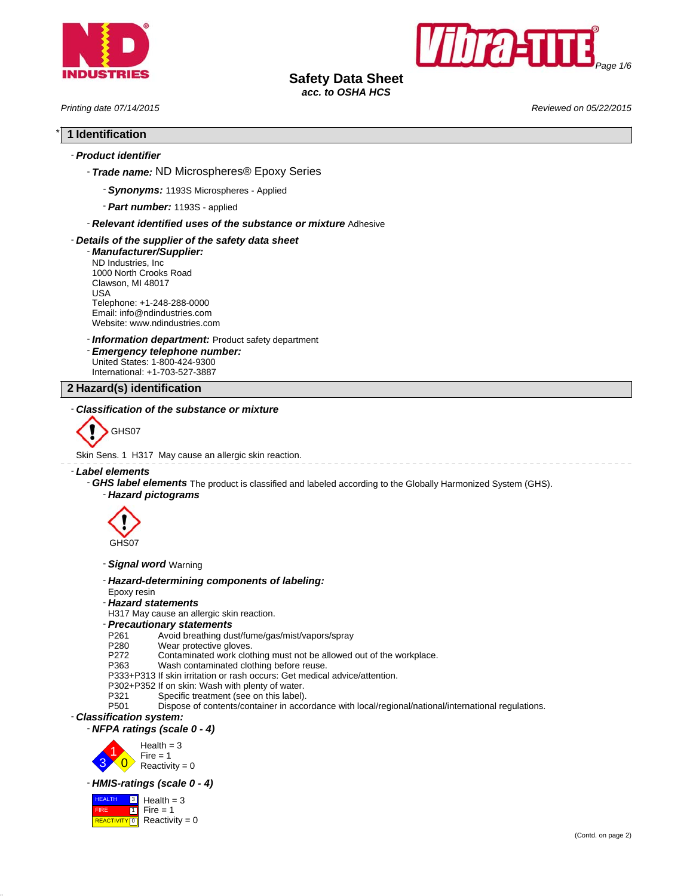# Safety Data Sheet

*acc. to OSHA HCS*

*Printing date 07/14/2015* *Reviewed on 05/22/2015*

## 1 Identification

- ***Product identifier***
  - ***Trade name:*** ND Microspheres® Epoxy Series
    - ***Synonyms:*** 1193S Microspheres - Applied
    - ***Part number:*** 1193S - applied
  - ***Relevant identified uses of the substance or mixture*** Adhesive
- ***Details of the supplier of the safety data sheet***
  - ***Manufacturer/Supplier:***
    ND Industries, Inc
    1000 North Crooks Road
    Clawson, MI 48017
    USA
    Telephone: +1-248-288-0000
    Email: info@ndindustries.com
    Website: www.ndindustries.com
  - ***Information department:*** Product safety department
  - ***Emergency telephone number:***
    United States: 1-800-424-9300
    International: +1-703-527-3887

## 2 Hazard(s) identification

- ***Classification of the substance or mixture***

GHS07

Skin Sens. 1 H317 May cause an allergic skin reaction.

- ***Label elements***
  - ***GHS label elements*** The product is classified and labeled according to the Globally Harmonized System (GHS).
    - ***Hazard pictograms***

GHS07

- ***Signal word*** Warning
- ***Hazard-determining components of labeling:***
  Epoxy resin
- ***Hazard statements***
  H317 May cause an allergic skin reaction.
- ***Precautionary statements***

P261 Avoid breathing dust/fume/gas/mist/vapors/spray
P280 Wear protective gloves.
P272 Contaminated work clothing must not be allowed out of the workplace.
P363 Wash contaminated clothing before reuse.
P333+P313 If skin irritation or rash occurs: Get medical advice/attention.
P302+P352 If on skin: Wash with plenty of water.
P321 Specific treatment (see on this label).
P501 Dispose of contents/container in accordance with local/regional/national/international regulations.

- ***Classification system:***
  - ***NFPA ratings (scale 0 - 4)***

Health = 3
Fire = 1
Reactivity = 0

- ***HMIS-ratings (scale 0 - 4)***

| | | |
|---|---|---|
| HEALTH | 3 | Health = 3 |
| FIRE | 1 | Fire = 1 |
| REACTIVITY | 0 | Reactivity = 0 |

(Contd. on page 2)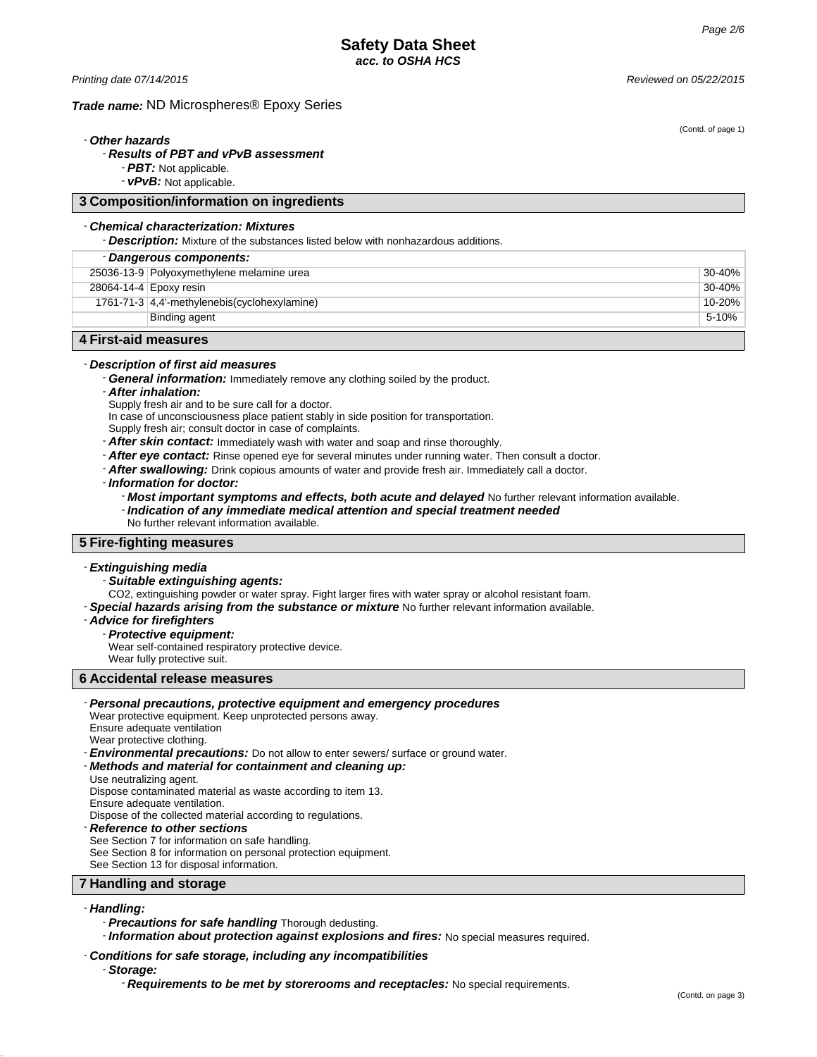(Contd. of page 1)

- ***Other hazards***
  - ***Results of PBT and vPvB assessment***
    - ***PBT:*** Not applicable.
    - ***vPvB:*** Not applicable.

## 3 Composition/information on ingredients

- ***Chemical characterization: Mixtures***
  - ***Description:*** Mixture of the substances listed below with nonhazardous additions.

| - ***Dangerous components:*** | | |
|---|---|---|
| 25036-13-9 | Polyoxymethylene melamine urea | 30-40% |
| 28064-14-4 | Epoxy resin | 30-40% |
| 1761-71-3 | 4,4'-methylenebis(cyclohexylamine) | 10-20% |
| | Binding agent | 5-10% |

## 4 First-aid measures

- ***Description of first aid measures***
  - ***General information:*** Immediately remove any clothing soiled by the product.
  - ***After inhalation:***
    Supply fresh air and to be sure call for a doctor.
    In case of unconsciousness place patient stably in side position for transportation.
    Supply fresh air; consult doctor in case of complaints.
  - ***After skin contact:*** Immediately wash with water and soap and rinse thoroughly.
  - ***After eye contact:*** Rinse opened eye for several minutes under running water. Then consult a doctor.
  - ***After swallowing:*** Drink copious amounts of water and provide fresh air. Immediately call a doctor.
  - ***Information for doctor:***
    - ***Most important symptoms and effects, both acute and delayed*** No further relevant information available.
    - ***Indication of any immediate medical attention and special treatment needed***
      No further relevant information available.

## 5 Fire-fighting measures

- ***Extinguishing media***
  - ***Suitable extinguishing agents:***
    CO2, extinguishing powder or water spray. Fight larger fires with water spray or alcohol resistant foam.
- ***Special hazards arising from the substance or mixture*** No further relevant information available.
- ***Advice for firefighters***
  - ***Protective equipment:***
    Wear self-contained respiratory protective device.
    Wear fully protective suit.

## 6 Accidental release measures

- ***Personal precautions, protective equipment and emergency procedures***
  Wear protective equipment. Keep unprotected persons away.
  Ensure adequate ventilation
  Wear protective clothing.
- ***Environmental precautions:*** Do not allow to enter sewers/ surface or ground water.
- ***Methods and material for containment and cleaning up:***
  Use neutralizing agent.
  Dispose contaminated material as waste according to item 13.
  Ensure adequate ventilation.
  Dispose of the collected material according to regulations.
- ***Reference to other sections***
  See Section 7 for information on safe handling.
  See Section 8 for information on personal protection equipment.
  See Section 13 for disposal information.

## 7 Handling and storage

- ***Handling:***
  - ***Precautions for safe handling*** Thorough dedusting.
  - ***Information about protection against explosions and fires:*** No special measures required.
- ***Conditions for safe storage, including any incompatibilities***
  - ***Storage:***
    - ***Requirements to be met by storerooms and receptacles:*** No special requirements.

(Contd. on page 3)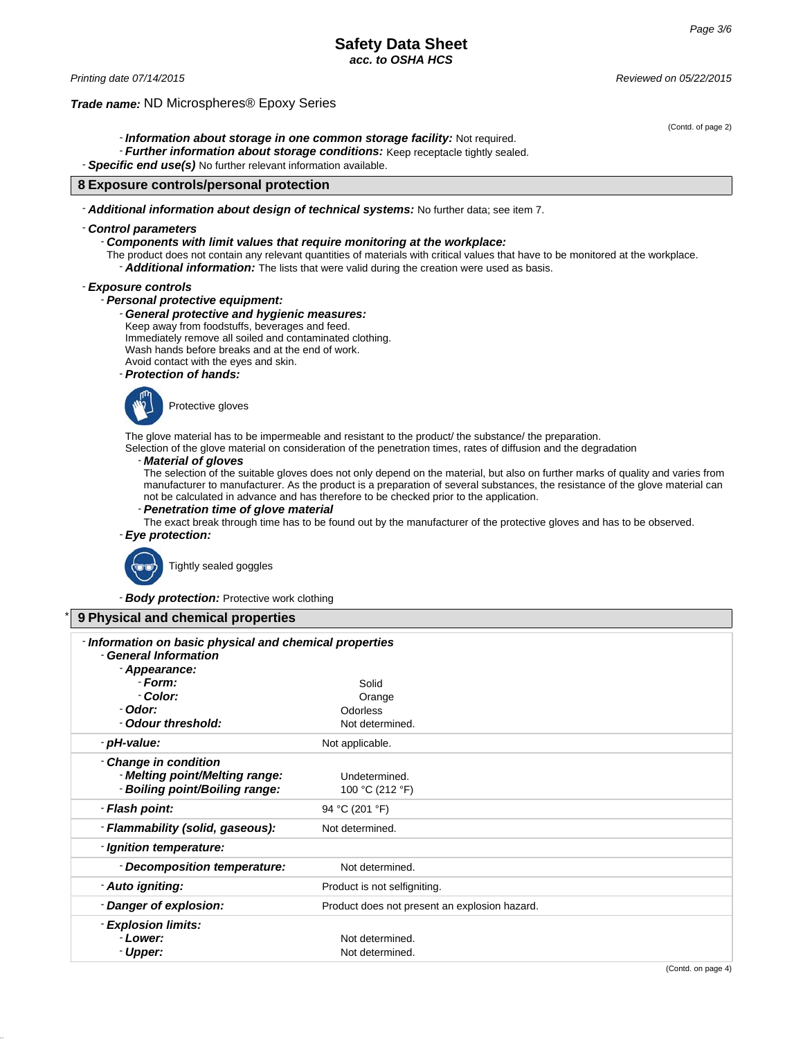# Safety Data Sheet
*acc. to OSHA HCS*

Printing date 07/14/2015 | Reviewed on 05/22/2015

***Trade name:*** ND Microspheres® Epoxy Series

(Contd. of page 2)

- ***Information about storage in one common storage facility:*** Not required.
- ***Further information about storage conditions:*** Keep receptacle tightly sealed.
- ***Specific end use(s)*** No further relevant information available.

## 8 Exposure controls/personal protection

- ***Additional information about design of technical systems:*** No further data; see item 7.
- ***Control parameters***
  - ***Components with limit values that require monitoring at the workplace:***

    The product does not contain any relevant quantities of materials with critical values that have to be monitored at the workplace.
    - ***Additional information:*** The lists that were valid during the creation were used as basis.
- ***Exposure controls***
  - ***Personal protective equipment:***
    - ***General protective and hygienic measures:***

      Keep away from foodstuffs, beverages and feed.
      Immediately remove all soiled and contaminated clothing.
      Wash hands before breaks and at the end of work.
      Avoid contact with the eyes and skin.
    - ***Protection of hands:***

      Protective gloves

      The glove material has to be impermeable and resistant to the product/ the substance/ the preparation.
      Selection of the glove material on consideration of the penetration times, rates of diffusion and the degradation
      - ***Material of gloves***

        The selection of the suitable gloves does not only depend on the material, but also on further marks of quality and varies from manufacturer to manufacturer. As the product is a preparation of several substances, the resistance of the glove material can not be calculated in advance and has therefore to be checked prior to the application.
      - ***Penetration time of glove material***

        The exact break through time has to be found out by the manufacturer of the protective gloves and has to be observed.
    - ***Eye protection:***

      Tightly sealed goggles
    - ***Body protection:*** Protective work clothing

## * 9 Physical and chemical properties

| | |
|---|---|
| ***Information on basic physical and chemical properties*** | |
| ***General Information*** | |
| ***Appearance:*** | |
| ***Form:*** | Solid |
| ***Color:*** | Orange |
| ***Odor:*** | Odorless |
| ***Odour threshold:*** | Not determined. |
| ***pH-value:*** | Not applicable. |
| ***Change in condition*** | |
| ***Melting point/Melting range:*** | Undetermined. |
| ***Boiling point/Boiling range:*** | 100 °C (212 °F) |
| ***Flash point:*** | 94 °C (201 °F) |
| ***Flammability (solid, gaseous):*** | Not determined. |
| ***Ignition temperature:*** | |
| ***Decomposition temperature:*** | Not determined. |
| ***Auto igniting:*** | Product is not selfigniting. |
| ***Danger of explosion:*** | Product does not present an explosion hazard. |
| ***Explosion limits:*** | |
| ***Lower:*** | Not determined. |
| ***Upper:*** | Not determined. |

(Contd. on page 4)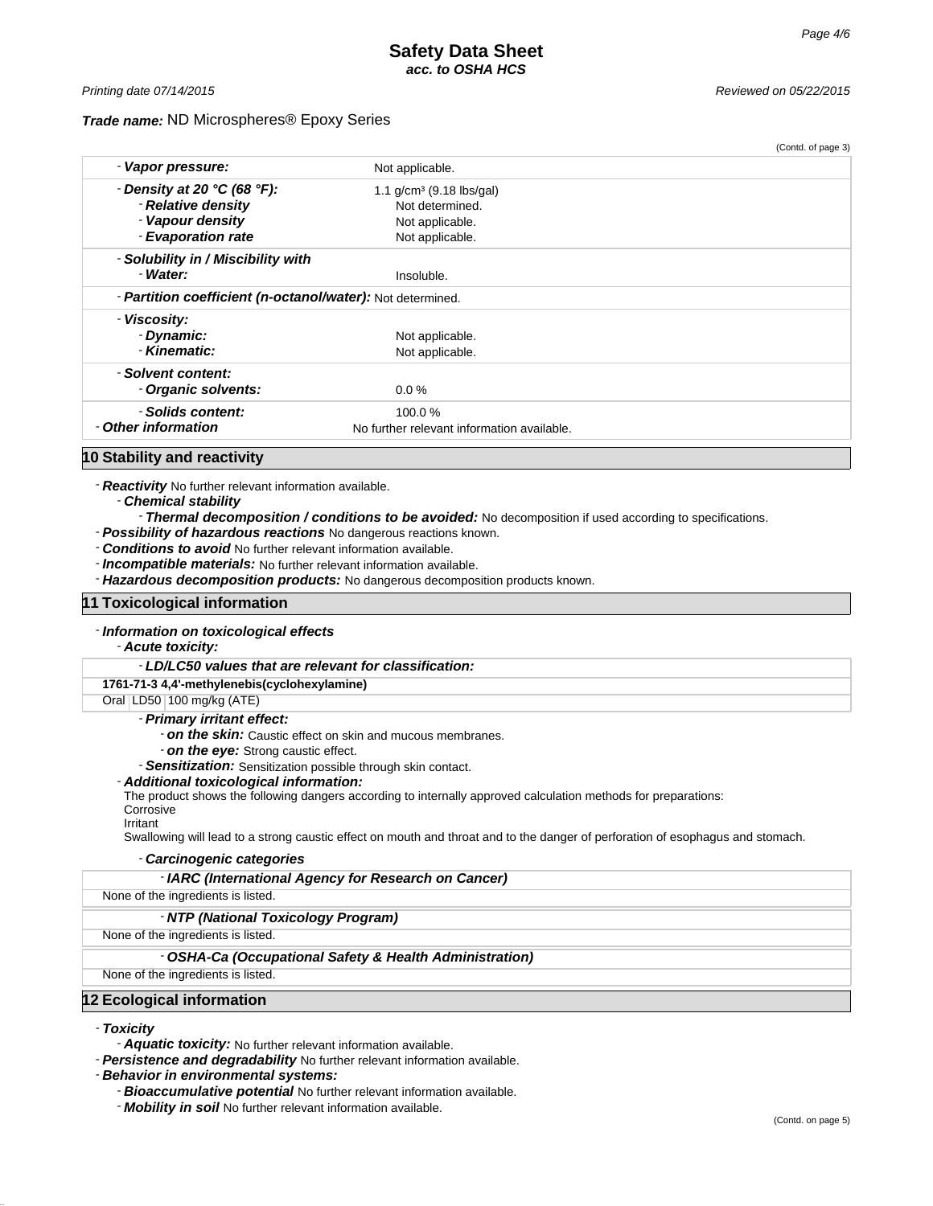(Contd. of page 3)

| | |
|---|---|
| - ***Vapor pressure:*** | Not applicable. |
| - ***Density at 20 °C (68 °F):*** | 1.1 g/cm³ (9.18 lbs/gal) |
| - ***Relative density*** | Not determined. |
| - ***Vapour density*** | Not applicable. |
| - ***Evaporation rate*** | Not applicable. |
| - ***Solubility in / Miscibility with*** | |
| - ***Water:*** | Insoluble. |
| - ***Partition coefficient (n-octanol/water):*** | Not determined. |
| - ***Viscosity:*** | |
| - ***Dynamic:*** | Not applicable. |
| - ***Kinematic:*** | Not applicable. |
| - ***Solvent content:*** | |
| - ***Organic solvents:*** | 0.0 % |
| - ***Solids content:*** | 100.0 % |
| - ***Other information*** | No further relevant information available. |

## 10 Stability and reactivity

- ***Reactivity*** No further relevant information available.
  - ***Chemical stability***
    - ***Thermal decomposition / conditions to be avoided:*** No decomposition if used according to specifications.
- ***Possibility of hazardous reactions*** No dangerous reactions known.
- ***Conditions to avoid*** No further relevant information available.
- ***Incompatible materials:*** No further relevant information available.
- ***Hazardous decomposition products:*** No dangerous decomposition products known.

## 11 Toxicological information

- ***Information on toxicological effects***
  - ***Acute toxicity:***

| - ***LD/LC50 values that are relevant for classification:*** | | |
|---|---|---|
| **1761-71-3 4,4'-methylenebis(cyclohexylamine)** | | |
| Oral | LD50 | 100 mg/kg (ATE) |

- ***Primary irritant effect:***
  - ***on the skin:*** Caustic effect on skin and mucous membranes.
  - ***on the eye:*** Strong caustic effect.
- ***Sensitization:*** Sensitization possible through skin contact.

- ***Additional toxicological information:***

The product shows the following dangers according to internally approved calculation methods for preparations:
Corrosive
Irritant
Swallowing will lead to a strong caustic effect on mouth and throat and to the danger of perforation of esophagus and stomach.

- ***Carcinogenic categories***

| - ***IARC (International Agency for Research on Cancer)*** |
|---|
| None of the ingredients is listed. |

| - ***NTP (National Toxicology Program)*** |
|---|
| None of the ingredients is listed. |

| - ***OSHA-Ca (Occupational Safety & Health Administration)*** |
|---|
| None of the ingredients is listed. |

## 12 Ecological information

- ***Toxicity***
  - ***Aquatic toxicity:*** No further relevant information available.
- ***Persistence and degradability*** No further relevant information available.
- ***Behavior in environmental systems:***
  - ***Bioaccumulative potential*** No further relevant information available.
  - ***Mobility in soil*** No further relevant information available.

(Contd. on page 5)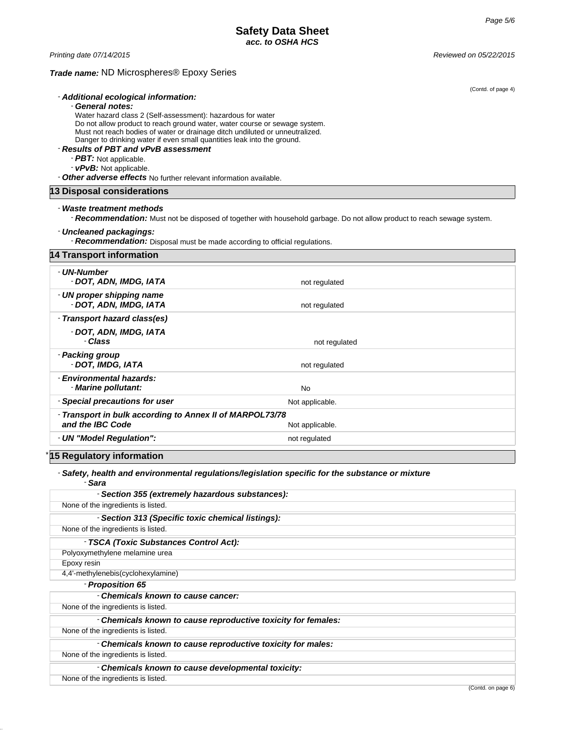# Safety Data Sheet
*acc. to OSHA HCS*

*Printing date 07/14/2015* *Reviewed on 05/22/2015*

***Trade name:*** ND Microspheres® Epoxy Series

(Contd. of page 4)

- ***Additional ecological information:***
  - ***General notes:***
    Water hazard class 2 (Self-assessment): hazardous for water
    Do not allow product to reach ground water, water course or sewage system.
    Must not reach bodies of water or drainage ditch undiluted or unneutralized.
    Danger to drinking water if even small quantities leak into the ground.
- ***Results of PBT and vPvB assessment***
  - ***PBT:*** Not applicable.
  - ***vPvB:*** Not applicable.
- ***Other adverse effects*** No further relevant information available.

## 13 Disposal considerations

- ***Waste treatment methods***
  - ***Recommendation:*** Must not be disposed of together with household garbage. Do not allow product to reach sewage system.
- ***Uncleaned packagings:***
  - ***Recommendation:*** Disposal must be made according to official regulations.

## 14 Transport information

| | |
|---|---|
| - ***UN-Number*** - ***DOT, ADN, IMDG, IATA*** | not regulated |
| - ***UN proper shipping name*** - ***DOT, ADN, IMDG, IATA*** | not regulated |
| - ***Transport hazard class(es)*** - ***DOT, ADN, IMDG, IATA*** - ***Class*** | not regulated |
| - ***Packing group*** - ***DOT, IMDG, IATA*** | not regulated |
| - ***Environmental hazards:*** - ***Marine pollutant:*** | No |
| - ***Special precautions for user*** | Not applicable. |
| - ***Transport in bulk according to Annex II of MARPOL73/78 and the IBC Code*** | Not applicable. |
| - ***UN "Model Regulation":*** | not regulated |

## * 15 Regulatory information

- ***Safety, health and environmental regulations/legislation specific for the substance or mixture***
  - ***Sara***

| - ***Section 355 (extremely hazardous substances):*** |
|---|
| None of the ingredients is listed. |

| - ***Section 313 (Specific toxic chemical listings):*** |
|---|
| None of the ingredients is listed. |

| - ***TSCA (Toxic Substances Control Act):*** |
|---|
| Polyoxymethylene melamine urea |
| Epoxy resin |
| 4,4'-methylenebis(cyclohexylamine) |

- ***Proposition 65***

| - ***Chemicals known to cause cancer:*** |
|---|
| None of the ingredients is listed. |

| - ***Chemicals known to cause reproductive toxicity for females:*** |
|---|
| None of the ingredients is listed. |

| - ***Chemicals known to cause reproductive toxicity for males:*** |
|---|
| None of the ingredients is listed. |

| - ***Chemicals known to cause developmental toxicity:*** |
|---|
| None of the ingredients is listed. |

(Contd. on page 6)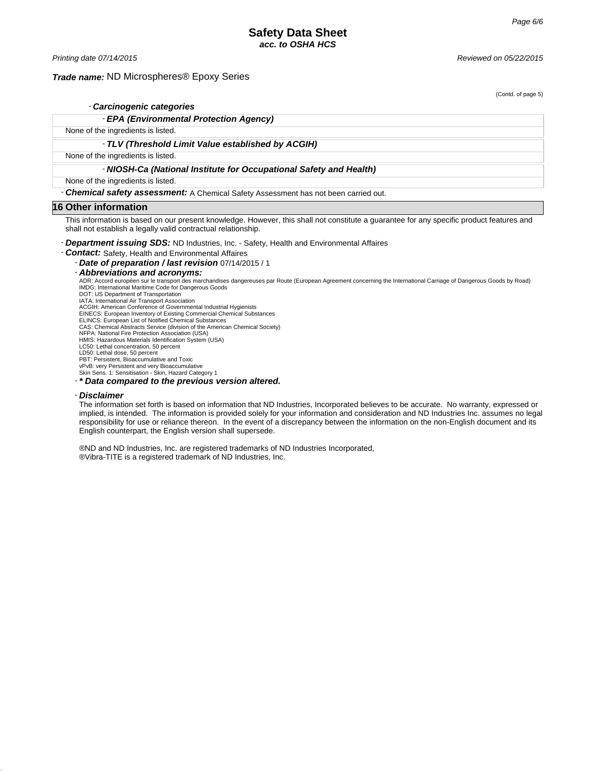(Contd. of page 5)

- ***Carcinogenic categories***

- ***EPA (Environmental Protection Agency)***

None of the ingredients is listed.

- ***TLV (Threshold Limit Value established by ACGIH)***

None of the ingredients is listed.

- ***NIOSH-Ca (National Institute for Occupational Safety and Health)***

None of the ingredients is listed.

- ***Chemical safety assessment:*** A Chemical Safety Assessment has not been carried out.

## 16 Other information

This information is based on our present knowledge. However, this shall not constitute a guarantee for any specific product features and shall not establish a legally valid contractual relationship.

- ***Department issuing SDS:*** ND Industries, Inc. - Safety, Health and Environmental Affaires
- ***Contact:*** Safety, Health and Environmental Affaires
  - ***Date of preparation / last revision*** 07/14/2015 / 1
  - ***Abbreviations and acronyms:***

    ADR: Accord européen sur le transport des marchandises dangereuses par Route (European Agreement concerning the International Carriage of Dangerous Goods by Road)
    IMDG: International Maritime Code for Dangerous Goods
    DOT: US Department of Transportation
    IATA: International Air Transport Association
    ACGIH: American Conference of Governmental Industrial Hygienists
    EINECS: European Inventory of Existing Commercial Chemical Substances
    ELINCS: European List of Notified Chemical Substances
    CAS: Chemical Abstracts Service (division of the American Chemical Society)
    NFPA: National Fire Protection Association (USA)
    HMIS: Hazardous Materials Identification System (USA)
    LC50: Lethal concentration, 50 percent
    LD50: Lethal dose, 50 percent
    PBT: Persistent, Bioaccumulative and Toxic
    vPvB: very Persistent and very Bioaccumulative
    Skin Sens. 1: Sensitisation - Skin, Hazard Category 1
  - ***\* Data compared to the previous version altered.***
  - ***Disclaimer***

    The information set forth is based on information that ND Industries, Incorporated believes to be accurate. No warranty, expressed or implied, is intended. The information is provided solely for your information and consideration and ND Industries Inc. assumes no legal responsibility for use or reliance thereon. In the event of a discrepancy between the information on the non-English document and its English counterpart, the English version shall supersede.

    ®ND and ND Industries, Inc. are registered trademarks of ND Industries Incorporated,
    ®Vibra-TITE is a registered trademark of ND Industries, Inc.